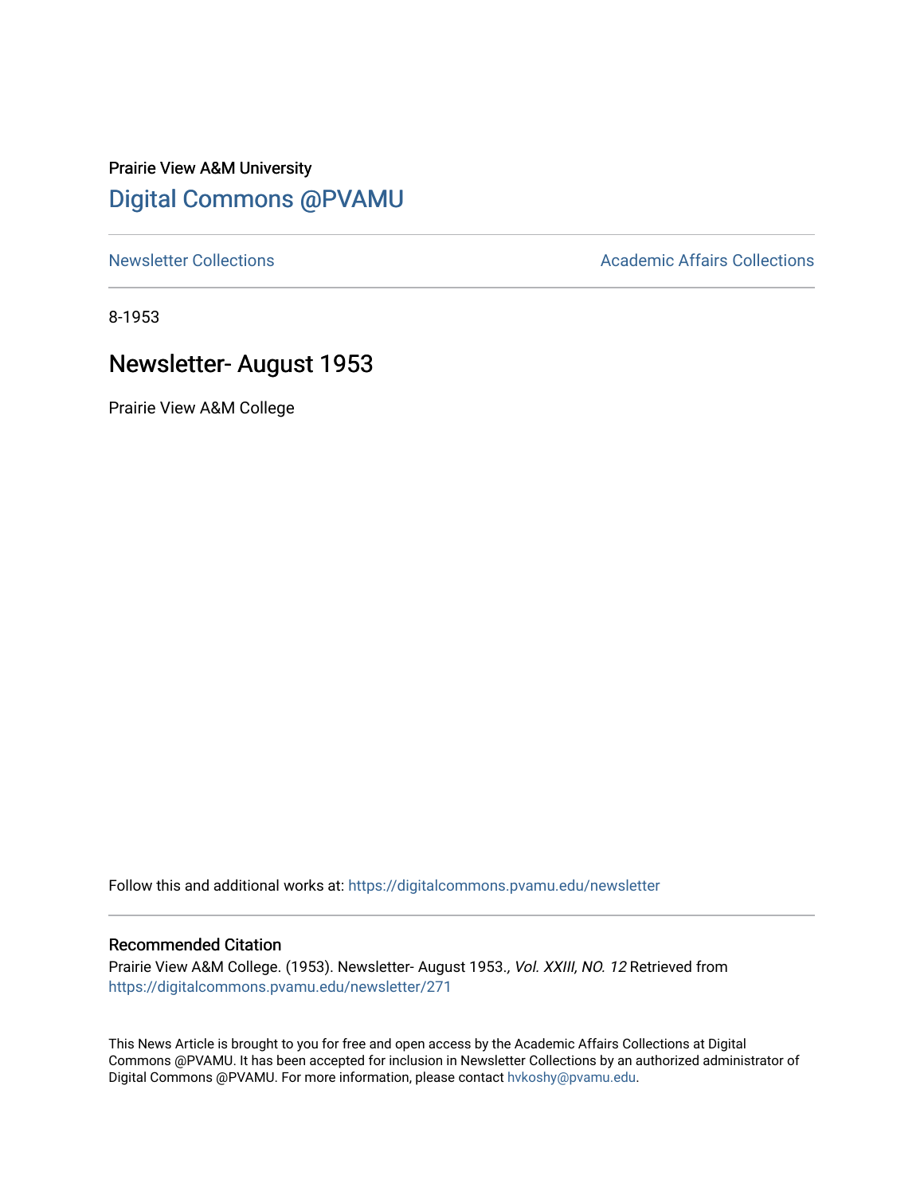Prairie View A&M University

## Digital Commons @PVAMU

Newsletter Collections | Academic Affairs Collections

8-1953

# Newsletter- August 1953

Prairie View A&M College

Follow this and additional works at: https://digitalcommons.pvamu.edu/newsletter

### Recommended Citation

Prairie View A&M College. (1953). Newsletter- August 1953., *Vol. XXIII, NO. 12* Retrieved from https://digitalcommons.pvamu.edu/newsletter/271

This News Article is brought to you for free and open access by the Academic Affairs Collections at Digital Commons @PVAMU. It has been accepted for inclusion in Newsletter Collections by an authorized administrator of Digital Commons @PVAMU. For more information, please contact hvkoshy@pvamu.edu.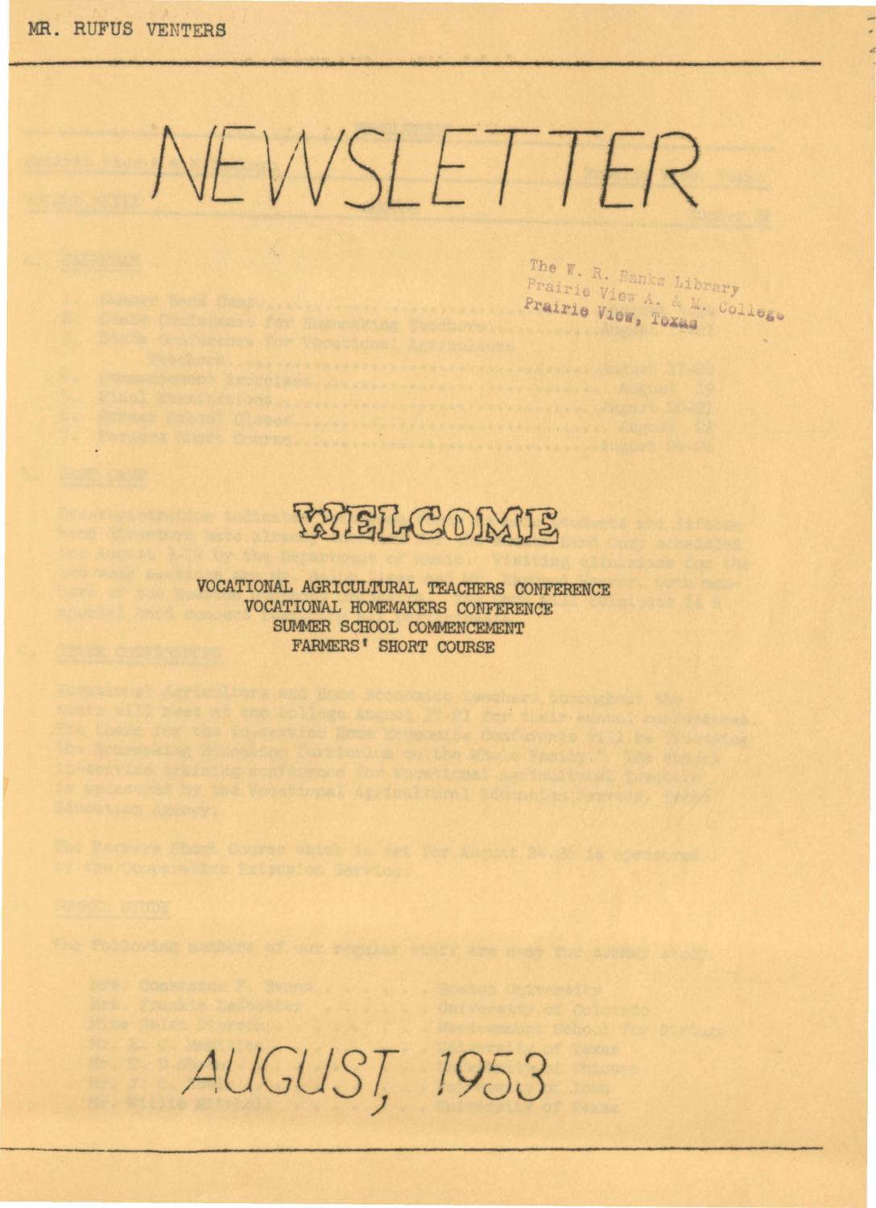MR. RUFUS VENTERS

# NEWSLETTER

The W. R. Banks Library
Prairie View A. & M. College
Prairie View, Texas

## WELCOME

VOCATIONAL AGRICULTURAL TEACHERS CONFERENCE
VOCATIONAL HOMEMAKERS CONFERENCE
SUMMER SCHOOL COMMENCEMENT
FARMERS' SHORT COURSE

## AUGUST, 1953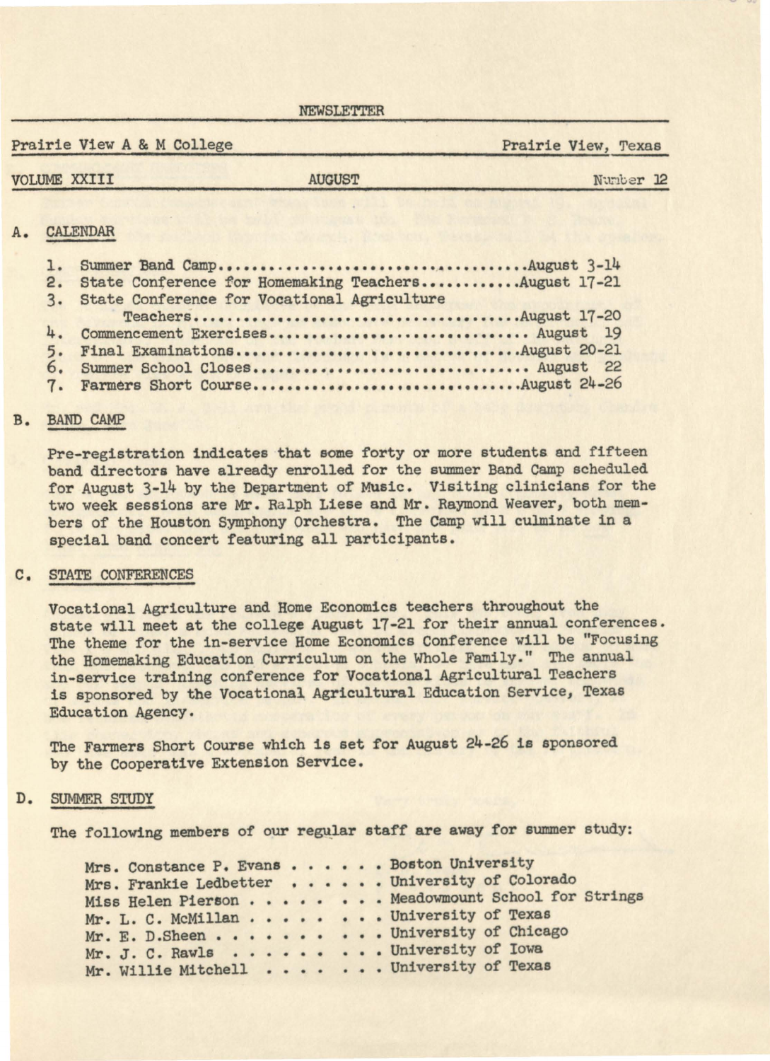NEWSLETTER

Prairie View A & M College — Prairie View, Texas

VOLUME XXIII — AUGUST — Number 12

## A. CALENDAR

1. Summer Band Camp....................................August 3-14
2. State Conference for Homemaking Teachers............August 17-21
3. State Conference for Vocational Agriculture Teachers............................................August 17-20
4. Commencement Exercises.................................August 19
5. Final Examinations.....................................August 20-21
6. Summer School Closes...................................August 22
7. Farmers Short Course...................................August 24-26

## B. BAND CAMP

Pre-registration indicates that some forty or more students and fifteen band directors have already enrolled for the summer Band Camp scheduled for August 3-14 by the Department of Music. Visiting clinicians for the two week sessions are Mr. Ralph Liese and Mr. Raymond Weaver, both members of the Houston Symphony Orchestra. The Camp will culminate in a special band concert featuring all participants.

## C. STATE CONFERENCES

Vocational Agriculture and Home Economics teachers throughout the state will meet at the college August 17-21 for their annual conferences. The theme for the in-service Home Economics Conference will be "Focusing the Homemaking Education Curriculum on the Whole Family." The annual in-service training conference for Vocational Agricultural Teachers is sponsored by the Vocational Agricultural Education Service, Texas Education Agency.

The Farmers Short Course which is set for August 24-26 is sponsored by the Cooperative Extension Service.

## D. SUMMER STUDY

The following members of our regular staff are away for summer study:

Mrs. Constance P. Evans . . . . . . Boston University
Mrs. Frankie Ledbetter . . . . . . University of Colorado
Miss Helen Pierson . . . . . . . . . Meadowmount School for Strings
Mr. L. C. McMillan . . . . . . . . . University of Texas
Mr. E. D.Sheen . . . . . . . . . . University of Chicago
Mr. J. C. Rawls . . . . . . . . . University of Iowa
Mr. Willie Mitchell . . . . . . . . University of Texas